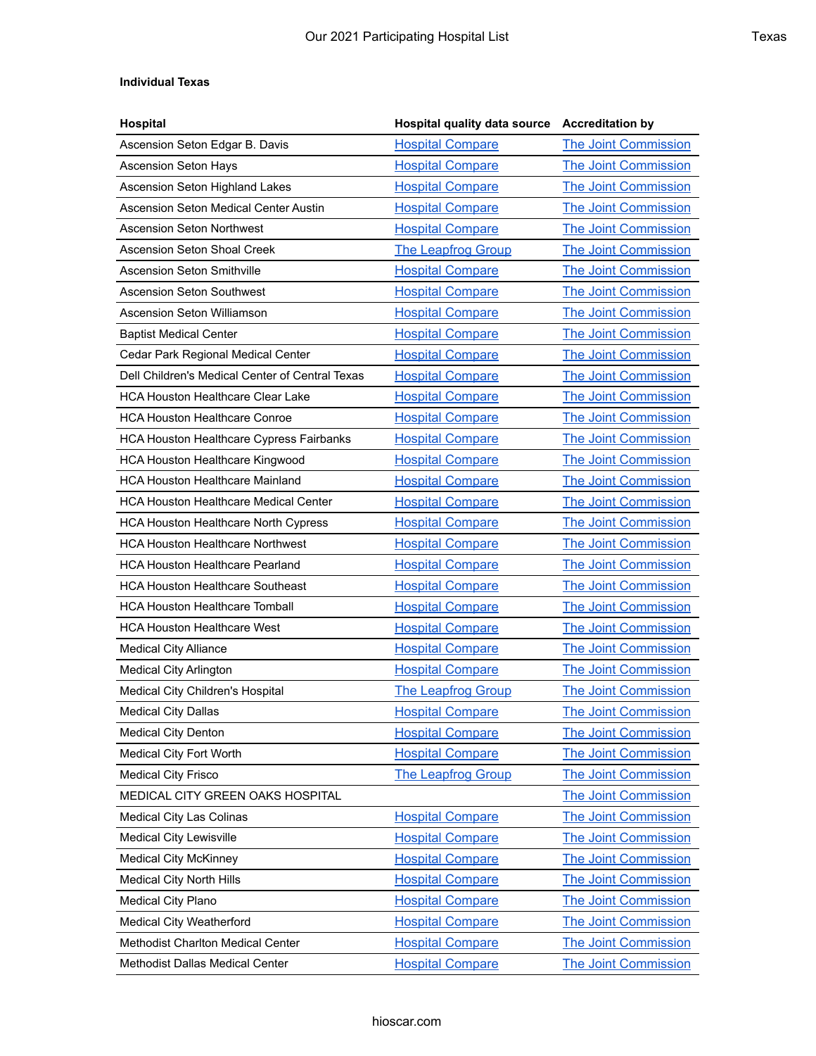# Our 2021 Participating Hospital List

**Individual Texas**

| Hospital | Hospital quality data source | Accreditation by |
|---|---|---|
| Ascension Seton Edgar B. Davis | Hospital Compare | The Joint Commission |
| Ascension Seton Hays | Hospital Compare | The Joint Commission |
| Ascension Seton Highland Lakes | Hospital Compare | The Joint Commission |
| Ascension Seton Medical Center Austin | Hospital Compare | The Joint Commission |
| Ascension Seton Northwest | Hospital Compare | The Joint Commission |
| Ascension Seton Shoal Creek | The Leapfrog Group | The Joint Commission |
| Ascension Seton Smithville | Hospital Compare | The Joint Commission |
| Ascension Seton Southwest | Hospital Compare | The Joint Commission |
| Ascension Seton Williamson | Hospital Compare | The Joint Commission |
| Baptist Medical Center | Hospital Compare | The Joint Commission |
| Cedar Park Regional Medical Center | Hospital Compare | The Joint Commission |
| Dell Children's Medical Center of Central Texas | Hospital Compare | The Joint Commission |
| HCA Houston Healthcare Clear Lake | Hospital Compare | The Joint Commission |
| HCA Houston Healthcare Conroe | Hospital Compare | The Joint Commission |
| HCA Houston Healthcare Cypress Fairbanks | Hospital Compare | The Joint Commission |
| HCA Houston Healthcare Kingwood | Hospital Compare | The Joint Commission |
| HCA Houston Healthcare Mainland | Hospital Compare | The Joint Commission |
| HCA Houston Healthcare Medical Center | Hospital Compare | The Joint Commission |
| HCA Houston Healthcare North Cypress | Hospital Compare | The Joint Commission |
| HCA Houston Healthcare Northwest | Hospital Compare | The Joint Commission |
| HCA Houston Healthcare Pearland | Hospital Compare | The Joint Commission |
| HCA Houston Healthcare Southeast | Hospital Compare | The Joint Commission |
| HCA Houston Healthcare Tomball | Hospital Compare | The Joint Commission |
| HCA Houston Healthcare West | Hospital Compare | The Joint Commission |
| Medical City Alliance | Hospital Compare | The Joint Commission |
| Medical City Arlington | Hospital Compare | The Joint Commission |
| Medical City Children's Hospital | The Leapfrog Group | The Joint Commission |
| Medical City Dallas | Hospital Compare | The Joint Commission |
| Medical City Denton | Hospital Compare | The Joint Commission |
| Medical City Fort Worth | Hospital Compare | The Joint Commission |
| Medical City Frisco | The Leapfrog Group | The Joint Commission |
| MEDICAL CITY GREEN OAKS HOSPITAL | | The Joint Commission |
| Medical City Las Colinas | Hospital Compare | The Joint Commission |
| Medical City Lewisville | Hospital Compare | The Joint Commission |
| Medical City McKinney | Hospital Compare | The Joint Commission |
| Medical City North Hills | Hospital Compare | The Joint Commission |
| Medical City Plano | Hospital Compare | The Joint Commission |
| Medical City Weatherford | Hospital Compare | The Joint Commission |
| Methodist Charlton Medical Center | Hospital Compare | The Joint Commission |
| Methodist Dallas Medical Center | Hospital Compare | The Joint Commission |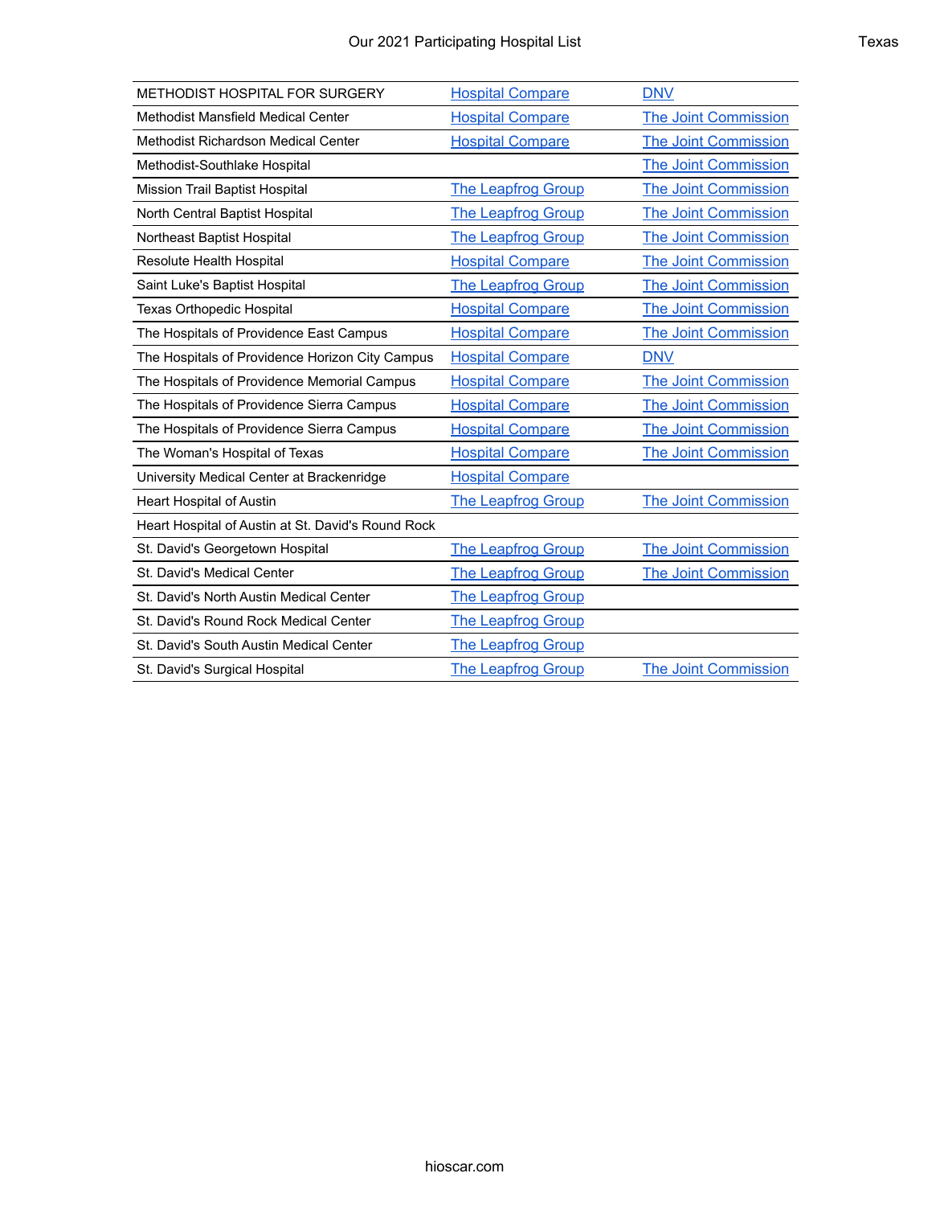| | | |
|---|---|---|
| METHODIST HOSPITAL FOR SURGERY | Hospital Compare | DNV |
| Methodist Mansfield Medical Center | Hospital Compare | The Joint Commission |
| Methodist Richardson Medical Center | Hospital Compare | The Joint Commission |
| Methodist-Southlake Hospital | | The Joint Commission |
| Mission Trail Baptist Hospital | The Leapfrog Group | The Joint Commission |
| North Central Baptist Hospital | The Leapfrog Group | The Joint Commission |
| Northeast Baptist Hospital | The Leapfrog Group | The Joint Commission |
| Resolute Health Hospital | Hospital Compare | The Joint Commission |
| Saint Luke's Baptist Hospital | The Leapfrog Group | The Joint Commission |
| Texas Orthopedic Hospital | Hospital Compare | The Joint Commission |
| The Hospitals of Providence East Campus | Hospital Compare | The Joint Commission |
| The Hospitals of Providence Horizon City Campus | Hospital Compare | DNV |
| The Hospitals of Providence Memorial Campus | Hospital Compare | The Joint Commission |
| The Hospitals of Providence Sierra Campus | Hospital Compare | The Joint Commission |
| The Hospitals of Providence Sierra Campus | Hospital Compare | The Joint Commission |
| The Woman's Hospital of Texas | Hospital Compare | The Joint Commission |
| University Medical Center at Brackenridge | Hospital Compare | |
| Heart Hospital of Austin | The Leapfrog Group | The Joint Commission |
| Heart Hospital of Austin at St. David's Round Rock | | |
| St. David's Georgetown Hospital | The Leapfrog Group | The Joint Commission |
| St. David's Medical Center | The Leapfrog Group | The Joint Commission |
| St. David's North Austin Medical Center | The Leapfrog Group | |
| St. David's Round Rock Medical Center | The Leapfrog Group | |
| St. David's South Austin Medical Center | The Leapfrog Group | |
| St. David's Surgical Hospital | The Leapfrog Group | The Joint Commission |